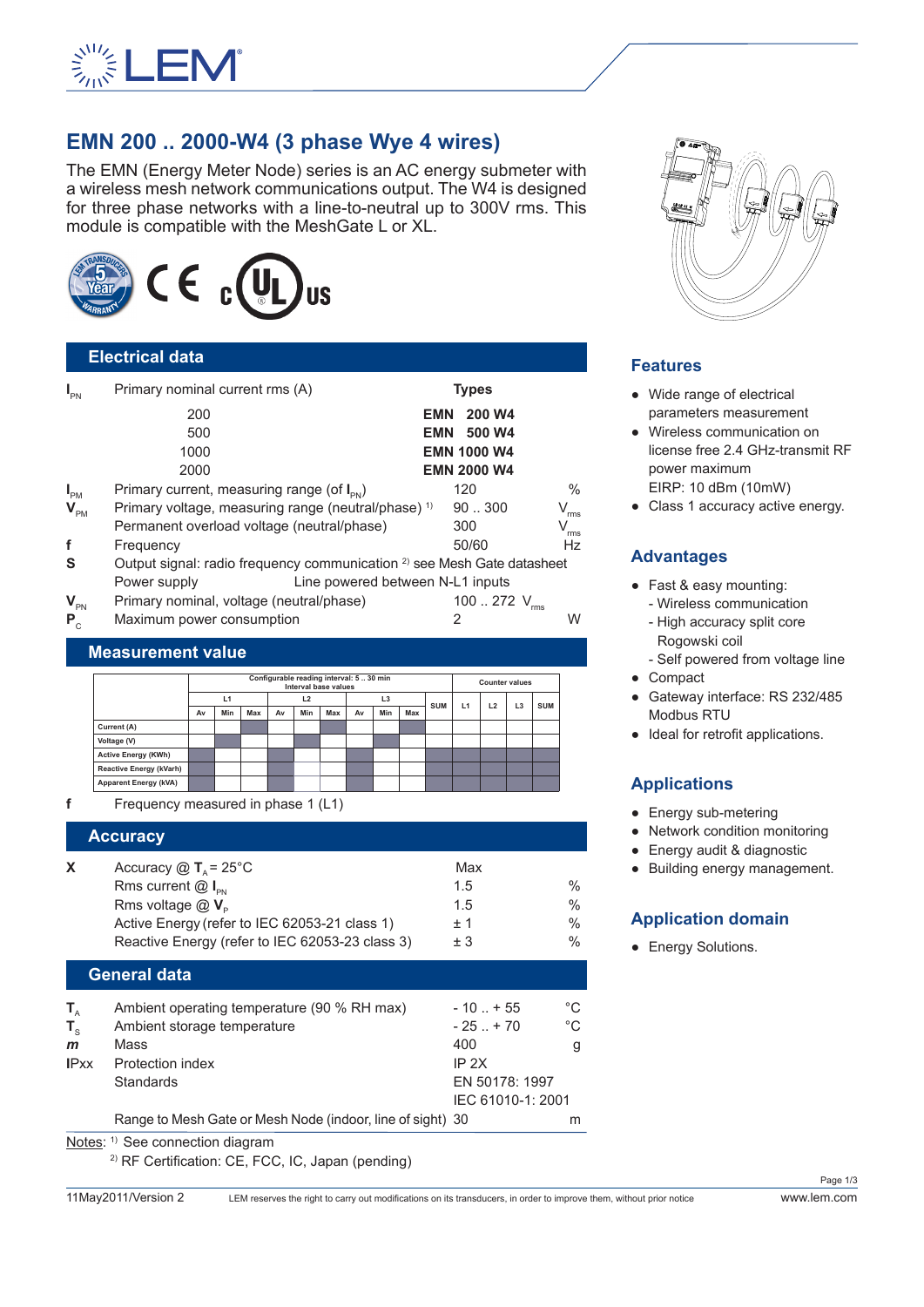# EMN 200 .. 2000-W4 (3 phase Wye 4 wires)

The EMN (Energy Meter Node) series is an AC energy submeter with a wireless mesh network communications output. The W4 is designed for three phase networks with a line-to-neutral up to 300V rms. This module is compatible with the MeshGate L or XL.

## Electrical data

| Symbol | Parameter | Value | Unit |
|---|---|---|---|
| $I_{PN}$ | Primary nominal current rms (A) | **Types** | |
| | 200 | **EMN 200 W4** | |
| | 500 | **EMN 500 W4** | |
| | 1000 | **EMN 1000 W4** | |
| | 2000 | **EMN 2000 W4** | |
| $I_{PM}$ | Primary current, measuring range (of $I_{PN}$) | 120 | % |
| $V_{PM}$ | Primary voltage, measuring range (neutral/phase) [1] | 90 .. 300 | $V_{rms}$ |
| | Permanent overload voltage (neutral/phase) | 300 | $V_{rms}$ |
| f | Frequency | 50/60 | Hz |
| S | Output signal: radio frequency communication [2] see Mesh Gate datasheet | | |
| | Power supply: Line powered between N-L1 inputs | | |
| $V_{PN}$ | Primary nominal, voltage (neutral/phase) | 100 .. 272 $V_{rms}$ | |
| $P_C$ | Maximum power consumption | 2 | W |

## Measurement value

| | Configurable reading interval: 5 .. 30 min Interval base values | | | | | | | | | | Counter values | | | |
|---|---|---|---|---|---|---|---|---|---|---|---|---|---|---|
| | L1 | | | L2 | | | L3 | | | SUM | L1 | L2 | L3 | SUM |
| | Av | Min | Max | Av | Min | Max | Av | Min | Max | | | | | |
| Current (A) | | | ■ | | | ■ | | | ■ | | | | | |
| Voltage (V) | | ■ | | | ■ | | | ■ | | | | | | |
| Active Energy (KWh) | ■ | | | ■ | | | ■ | | | ■ | ■ | ■ | ■ | ■ |
| Reactive Energy (kVarh) | ■ | | | ■ | | | ■ | | | ■ | ■ | ■ | ■ | ■ |
| Apparent Energy (kVA) | ■ | | | ■ | | | ■ | | | ■ | ■ | ■ | ■ | ■ |

**f** Frequency measured in phase 1 (L1)

## Accuracy

| Symbol | Parameter | Max | Unit |
|---|---|---|---|
| X | Accuracy @ $T_A$ = 25°C | | |
| | Rms current @ $I_{PN}$ | 1.5 | % |
| | Rms voltage @ $V_P$ | 1.5 | % |
| | Active Energy (refer to IEC 62053-21 class 1) | ± 1 | % |
| | Reactive Energy (refer to IEC 62053-23 class 3) | ± 3 | % |

## General data

| Symbol | Parameter | Value | Unit |
|---|---|---|---|
| $T_A$ | Ambient operating temperature (90 % RH max) | - 10 .. + 55 | °C |
| $T_S$ | Ambient storage temperature | - 25 .. + 70 | °C |
| *m* | Mass | 400 | g |
| IPxx | Protection index | IP 2X | |
| | Standards | EN 50178: 1997<br>IEC 61010-1: 2001 | |
| | Range to Mesh Gate or Mesh Node (indoor, line of sight) | 30 | m |

Notes: [1] See connection diagram
[2] RF Certification: CE, FCC, IC, Japan (pending)

## Features

- Wide range of electrical parameters measurement
- Wireless communication on license free 2.4 GHz-transmit RF power maximum EIRP: 10 dBm (10mW)
- Class 1 accuracy active energy.

## Advantages

- Fast & easy mounting:
  - Wireless communication
  - High accuracy split core Rogowski coil
  - Self powered from voltage line
- Compact
- Gateway interface: RS 232/485 Modbus RTU
- Ideal for retrofit applications.

## Applications

- Energy sub-metering
- Network condition monitoring
- Energy audit & diagnostic
- Building energy management.

## Application domain

- Energy Solutions.

11May2011/Version 2 LEM reserves the right to carry out modifications on its transducers, in order to improve them, without prior notice www.lem.com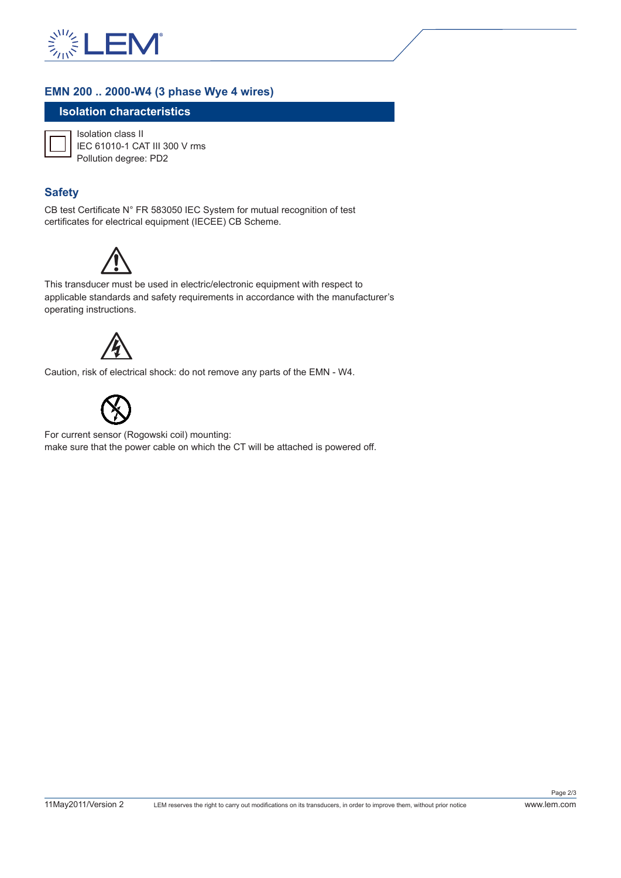## EMN 200 .. 2000-W4 (3 phase Wye 4 wires)

### Isolation characteristics

Isolation class II
IEC 61010-1 CAT III 300 V rms
Pollution degree: PD2

### Safety

CB test Certificate N° FR 583050 IEC System for mutual recognition of test certificates for electrical equipment (IECEE) CB Scheme.

This transducer must be used in electric/electronic equipment with respect to applicable standards and safety requirements in accordance with the manufacturer's operating instructions.

Caution, risk of electrical shock: do not remove any parts of the EMN - W4.

For current sensor (Rogowski coil) mounting:
make sure that the power cable on which the CT will be attached is powered off.

11May2011/Version 2 LEM reserves the right to carry out modifications on its transducers, in order to improve them, without prior notice www.lem.com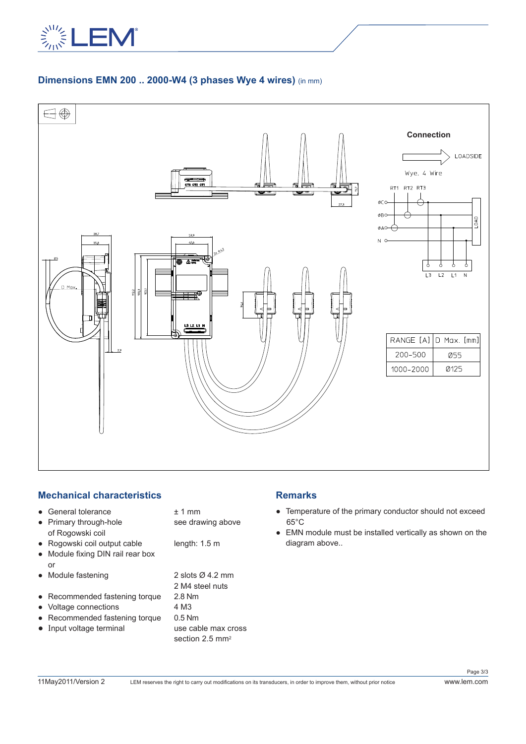## Dimensions EMN 200 .. 2000-W4 (3 phases Wye 4 wires) (in mm)

Connection

LOADSIDE

Wye. 4 Wire

RT1 RT2 RT3

ØC ØB ØA N

LOAD

L3 L2 L1 N

| RANGE [A] | D Max. [mm] |
|---|---|
| 200-500 | Ø55 |
| 1000-2000 | Ø125 |

## Mechanical characteristics

- General tolerance: ± 1 mm
- Primary through-hole of Rogowski coil: see drawing above
- Rogowski coil output cable: length: 1.5 m
- Module fixing DIN rail rear box or
- Module fastening: 2 slots Ø 4.2 mm, 2 M4 steel nuts
- Recommended fastening torque: 2.8 Nm
- Voltage connections: 4 M3
- Recommended fastening torque: 0.5 Nm
- Input voltage terminal: use cable max cross section 2.5 mm²

## Remarks

- Temperature of the primary conductor should not exceed 65°C
- EMN module must be installed vertically as shown on the diagram above..

11May2011/Version 2 LEM reserves the right to carry out modifications on its transducers, in order to improve them, without prior notice www.lem.com